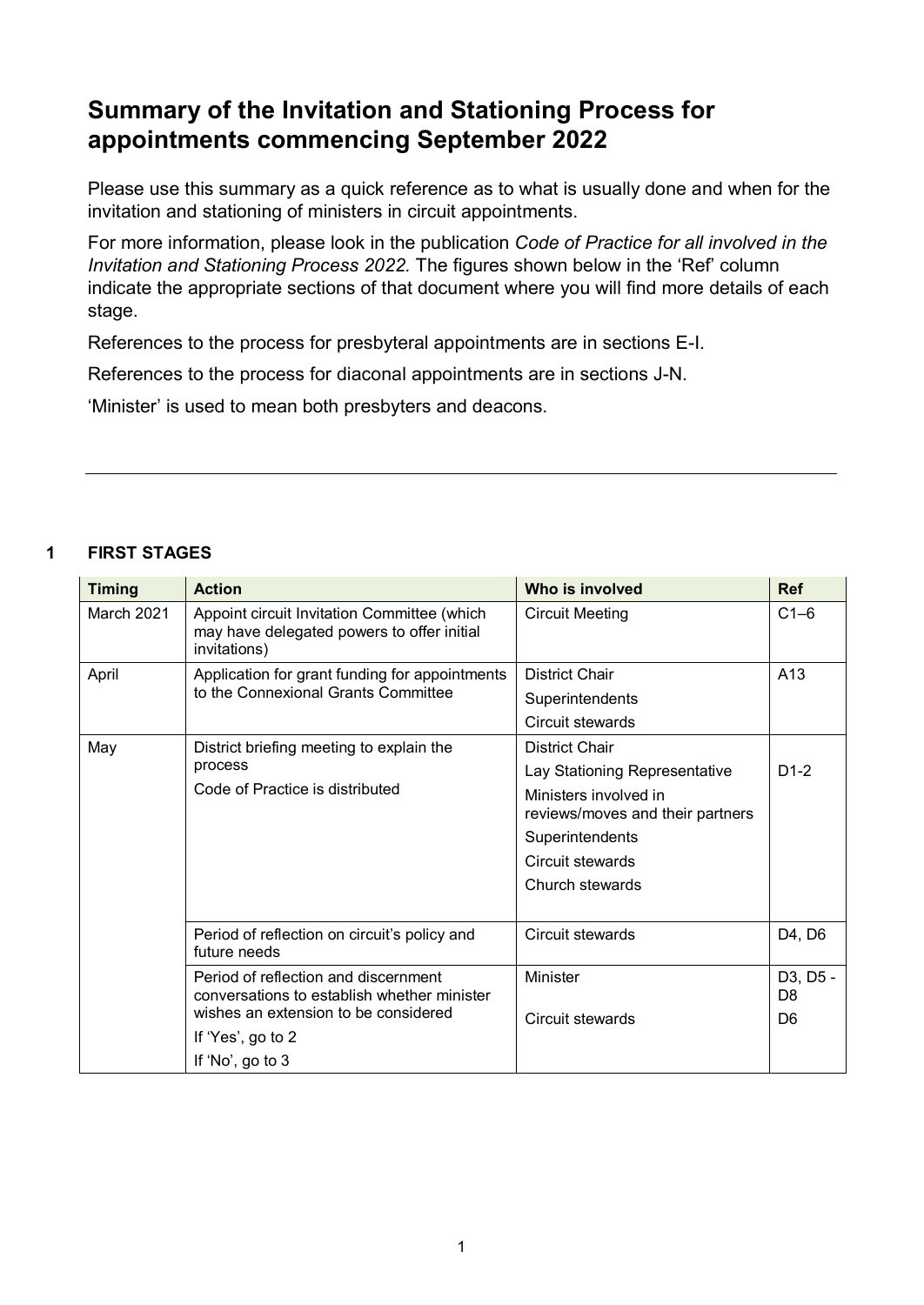# Summary of the Invitation and Stationing Process for appointments commencing September 2022

Please use this summary as a quick reference as to what is usually done and when for the invitation and stationing of ministers in circuit appointments.

For more information, please look in the publication *Code of Practice for all involved in the Invitation and Stationing Process 2022.* The figures shown below in the 'Ref' column indicate the appropriate sections of that document where you will find more details of each stage.

References to the process for presbyteral appointments are in sections E-I.

References to the process for diaconal appointments are in sections J-N.

'Minister' is used to mean both presbyters and deacons.

---

## 1 FIRST STAGES

| Timing | Action | Who is involved | Ref |
|---|---|---|---|
| March 2021 | Appoint circuit Invitation Committee (which may have delegated powers to offer initial invitations) | Circuit Meeting | C1–6 |
| April | Application for grant funding for appointments to the Connexional Grants Committee | District Chair<br>Superintendents<br>Circuit stewards | A13 |
| May | District briefing meeting to explain the process<br>Code of Practice is distributed | District Chair<br>Lay Stationing Representative<br>Ministers involved in reviews/moves and their partners<br>Superintendents<br>Circuit stewards<br>Church stewards | D1-2 |
| | Period of reflection on circuit's policy and future needs | Circuit stewards | D4, D6 |
| | Period of reflection and discernment conversations to establish whether minister wishes an extension to be considered<br>If 'Yes', go to 2<br>If 'No', go to 3 | Minister<br>Circuit stewards | D3, D5 - D8<br>D6 |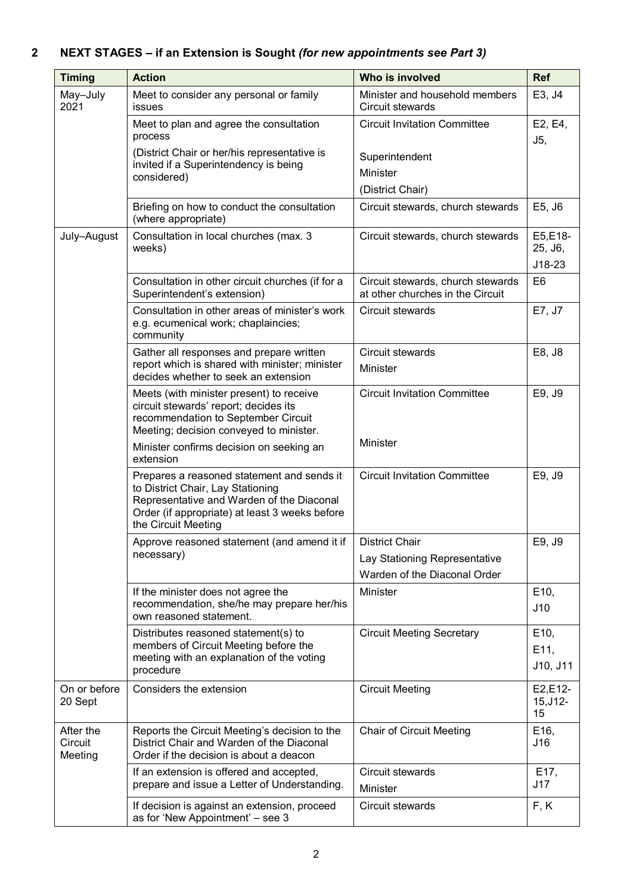## 2 NEXT STAGES – if an Extension is Sought *(for new appointments see Part 3)*

| Timing | Action | Who is involved | Ref |
|---|---|---|---|
| May–July 2021 | Meet to consider any personal or family issues | Minister and household members Circuit stewards | E3, J4 |
| | Meet to plan and agree the consultation process (District Chair or her/his representative is invited if a Superintendency is being considered) | Circuit Invitation Committee Superintendent Minister (District Chair) | E2, E4, J5, |
| | Briefing on how to conduct the consultation (where appropriate) | Circuit stewards, church stewards | E5, J6 |
| July–August | Consultation in local churches (max. 3 weeks) | Circuit stewards, church stewards | E5,E18-25, J6, J18-23 |
| | Consultation in other circuit churches (if for a Superintendent's extension) | Circuit stewards, church stewards at other churches in the Circuit | E6 |
| | Consultation in other areas of minister's work e.g. ecumenical work; chaplaincies; community | Circuit stewards | E7, J7 |
| | Gather all responses and prepare written report which is shared with minister; minister decides whether to seek an extension | Circuit stewards Minister | E8, J8 |
| | Meets (with minister present) to receive circuit stewards' report; decides its recommendation to September Circuit Meeting; decision conveyed to minister. Minister confirms decision on seeking an extension | Circuit Invitation Committee Minister | E9, J9 |
| | Prepares a reasoned statement and sends it to District Chair, Lay Stationing Representative and Warden of the Diaconal Order (if appropriate) at least 3 weeks before the Circuit Meeting | Circuit Invitation Committee | E9, J9 |
| | Approve reasoned statement (and amend it if necessary) | District Chair Lay Stationing Representative Warden of the Diaconal Order | E9, J9 |
| | If the minister does not agree the recommendation, she/he may prepare her/his own reasoned statement. | Minister | E10, J10 |
| | Distributes reasoned statement(s) to members of Circuit Meeting before the meeting with an explanation of the voting procedure | Circuit Meeting Secretary | E10, E11, J10, J11 |
| On or before 20 Sept | Considers the extension | Circuit Meeting | E2,E12-15,J12-15 |
| After the Circuit Meeting | Reports the Circuit Meeting's decision to the District Chair and Warden of the Diaconal Order if the decision is about a deacon | Chair of Circuit Meeting | E16, J16 |
| | If an extension is offered and accepted, prepare and issue a Letter of Understanding. | Circuit stewards Minister | E17, J17 |
| | If decision is against an extension, proceed as for 'New Appointment' – see 3 | Circuit stewards | F, K |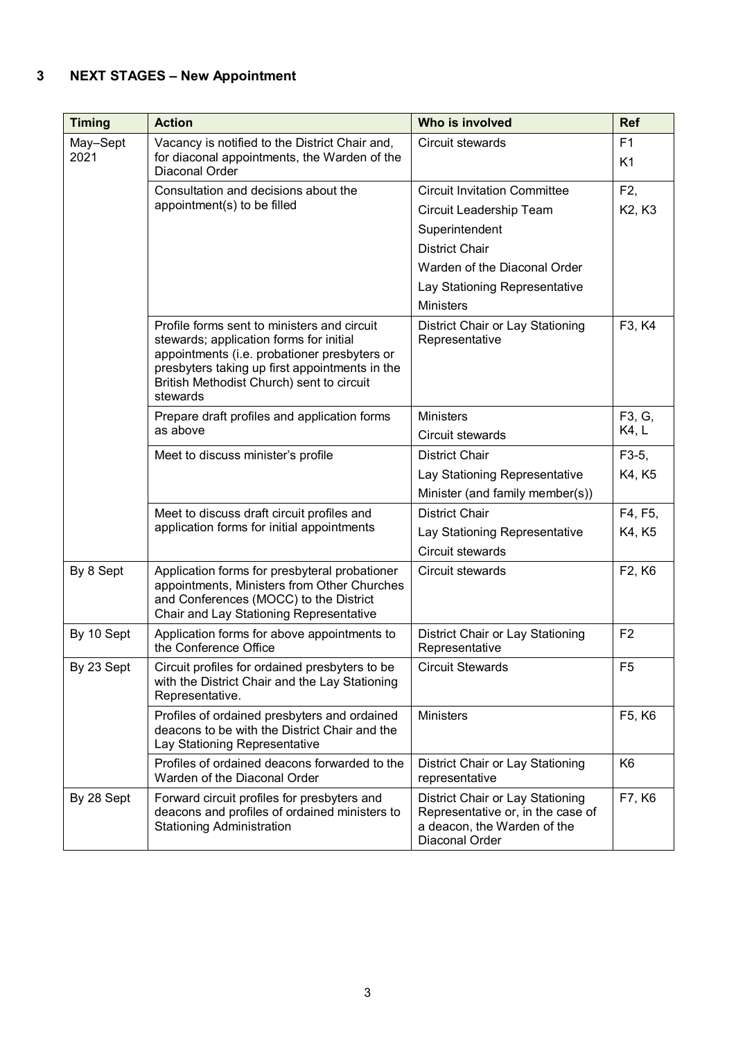## 3 NEXT STAGES – New Appointment

| Timing | Action | Who is involved | Ref |
|---|---|---|---|
| May–Sept 2021 | Vacancy is notified to the District Chair and, for diaconal appointments, the Warden of the Diaconal Order | Circuit stewards | F1<br>K1 |
| | Consultation and decisions about the appointment(s) to be filled | Circuit Invitation Committee<br>Circuit Leadership Team<br>Superintendent<br>District Chair<br>Warden of the Diaconal Order<br>Lay Stationing Representative<br>Ministers | F2,<br>K2, K3 |
| | Profile forms sent to ministers and circuit stewards; application forms for initial appointments (i.e. probationer presbyters or presbyters taking up first appointments in the British Methodist Church) sent to circuit stewards | District Chair or Lay Stationing Representative | F3, K4 |
| | Prepare draft profiles and application forms as above | Ministers<br>Circuit stewards | F3, G,<br>K4, L |
| | Meet to discuss minister's profile | District Chair<br>Lay Stationing Representative<br>Minister (and family member(s)) | F3-5,<br>K4, K5 |
| | Meet to discuss draft circuit profiles and application forms for initial appointments | District Chair<br>Lay Stationing Representative<br>Circuit stewards | F4, F5,<br>K4, K5 |
| By 8 Sept | Application forms for presbyteral probationer appointments, Ministers from Other Churches and Conferences (MOCC) to the District Chair and Lay Stationing Representative | Circuit stewards | F2, K6 |
| By 10 Sept | Application forms for above appointments to the Conference Office | District Chair or Lay Stationing Representative | F2 |
| By 23 Sept | Circuit profiles for ordained presbyters to be with the District Chair and the Lay Stationing Representative. | Circuit Stewards | F5 |
| | Profiles of ordained presbyters and ordained deacons to be with the District Chair and the Lay Stationing Representative | Ministers | F5, K6 |
| | Profiles of ordained deacons forwarded to the Warden of the Diaconal Order | District Chair or Lay Stationing representative | K6 |
| By 28 Sept | Forward circuit profiles for presbyters and deacons and profiles of ordained ministers to Stationing Administration | District Chair or Lay Stationing Representative or, in the case of a deacon, the Warden of the Diaconal Order | F7, K6 |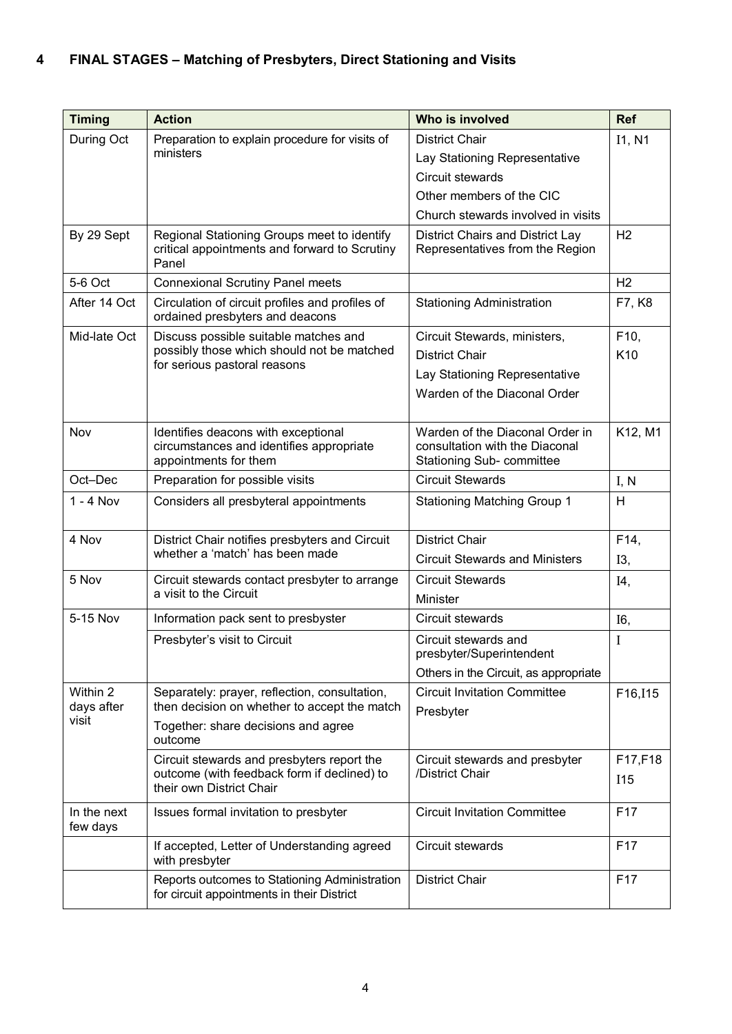## 4 FINAL STAGES – Matching of Presbyters, Direct Stationing and Visits

| Timing | Action | Who is involved | Ref |
|---|---|---|---|
| During Oct | Preparation to explain procedure for visits of ministers | District Chair<br>Lay Stationing Representative<br>Circuit stewards<br>Other members of the CIC<br>Church stewards involved in visits | I1, N1 |
| By 29 Sept | Regional Stationing Groups meet to identify critical appointments and forward to Scrutiny Panel | District Chairs and District Lay Representatives from the Region | H2 |
| 5-6 Oct | Connexional Scrutiny Panel meets | | H2 |
| After 14 Oct | Circulation of circuit profiles and profiles of ordained presbyters and deacons | Stationing Administration | F7, K8 |
| Mid-late Oct | Discuss possible suitable matches and possibly those which should not be matched for serious pastoral reasons | Circuit Stewards, ministers,<br>District Chair<br>Lay Stationing Representative<br>Warden of the Diaconal Order | F10,<br>K10 |
| Nov | Identifies deacons with exceptional circumstances and identifies appropriate appointments for them | Warden of the Diaconal Order in consultation with the Diaconal Stationing Sub- committee | K12, M1 |
| Oct–Dec | Preparation for possible visits | Circuit Stewards | I, N |
| 1 - 4 Nov | Considers all presbyteral appointments | Stationing Matching Group 1 | H |
| 4 Nov | District Chair notifies presbyters and Circuit whether a 'match' has been made | District Chair<br>Circuit Stewards and Ministers | F14,<br>I3, |
| 5 Nov | Circuit stewards contact presbyter to arrange a visit to the Circuit | Circuit Stewards<br>Minister | I4, |
| 5-15 Nov | Information pack sent to presbyster | Circuit stewards | I6, |
| | Presbyter's visit to Circuit | Circuit stewards and presbyter/Superintendent<br>Others in the Circuit, as appropriate | I |
| Within 2 days after visit | Separately: prayer, reflection, consultation, then decision on whether to accept the match<br>Together: share decisions and agree outcome | Circuit Invitation Committee<br>Presbyter | F16,I15 |
| | Circuit stewards and presbyters report the outcome (with feedback form if declined) to their own District Chair | Circuit stewards and presbyter /District Chair | F17,F18<br>I15 |
| In the next few days | Issues formal invitation to presbyter | Circuit Invitation Committee | F17 |
| | If accepted, Letter of Understanding agreed with presbyter | Circuit stewards | F17 |
| | Reports outcomes to Stationing Administration for circuit appointments in their District | District Chair | F17 |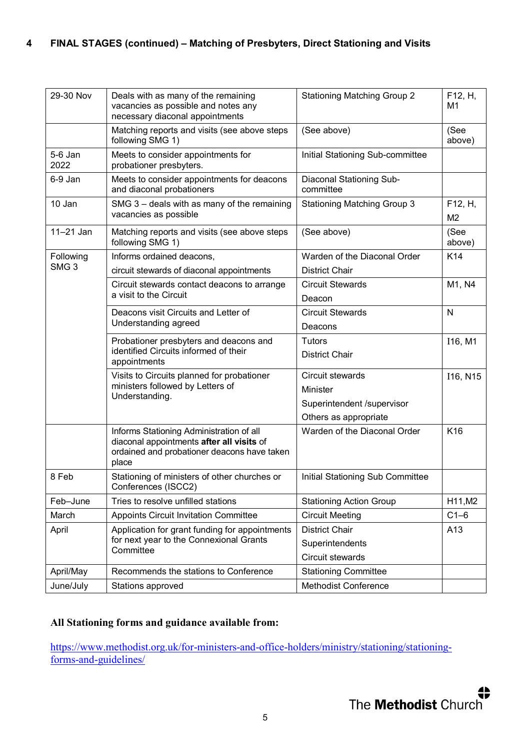## 4 FINAL STAGES (continued) – Matching of Presbyters, Direct Stationing and Visits

| | | | |
|---|---|---|---|
| 29-30 Nov | Deals with as many of the remaining vacancies as possible and notes any necessary diaconal appointments | Stationing Matching Group 2 | F12, H, M1 |
| | Matching reports and visits (see above steps following SMG 1) | (See above) | (See above) |
| 5-6 Jan 2022 | Meets to consider appointments for probationer presbyters. | Initial Stationing Sub-committee | |
| 6-9 Jan | Meets to consider appointments for deacons and diaconal probationers | Diaconal Stationing Sub-committee | |
| 10 Jan | SMG 3 – deals with as many of the remaining vacancies as possible | Stationing Matching Group 3 | F12, H, M2 |
| 11–21 Jan | Matching reports and visits (see above steps following SMG 1) | (See above) | (See above) |
| Following SMG 3 | Informs ordained deacons, circuit stewards of diaconal appointments | Warden of the Diaconal Order District Chair | K14 |
| | Circuit stewards contact deacons to arrange a visit to the Circuit | Circuit Stewards Deacon | M1, N4 |
| | Deacons visit Circuits and Letter of Understanding agreed | Circuit Stewards Deacons | N |
| | Probationer presbyters and deacons and identified Circuits informed of their appointments | Tutors District Chair | I16, M1 |
| | Visits to Circuits planned for probationer ministers followed by Letters of Understanding. | Circuit stewards Minister Superintendent /supervisor Others as appropriate | I16, N15 |
| | Informs Stationing Administration of all diaconal appointments **after all visits** of ordained and probationer deacons have taken place | Warden of the Diaconal Order | K16 |
| 8 Feb | Stationing of ministers of other churches or Conferences (ISCC2) | Initial Stationing Sub Committee | |
| Feb–June | Tries to resolve unfilled stations | Stationing Action Group | H11,M2 |
| March | Appoints Circuit Invitation Committee | Circuit Meeting | C1–6 |
| April | Application for grant funding for appointments for next year to the Connexional Grants Committee | District Chair Superintendents Circuit stewards | A13 |
| April/May | Recommends the stations to Conference | Stationing Committee | |
| June/July | Stations approved | Methodist Conference | |

**All Stationing forms and guidance available from:**

https://www.methodist.org.uk/for-ministers-and-office-holders/ministry/stationing/stationing-forms-and-guidelines/

The **Methodist** Church